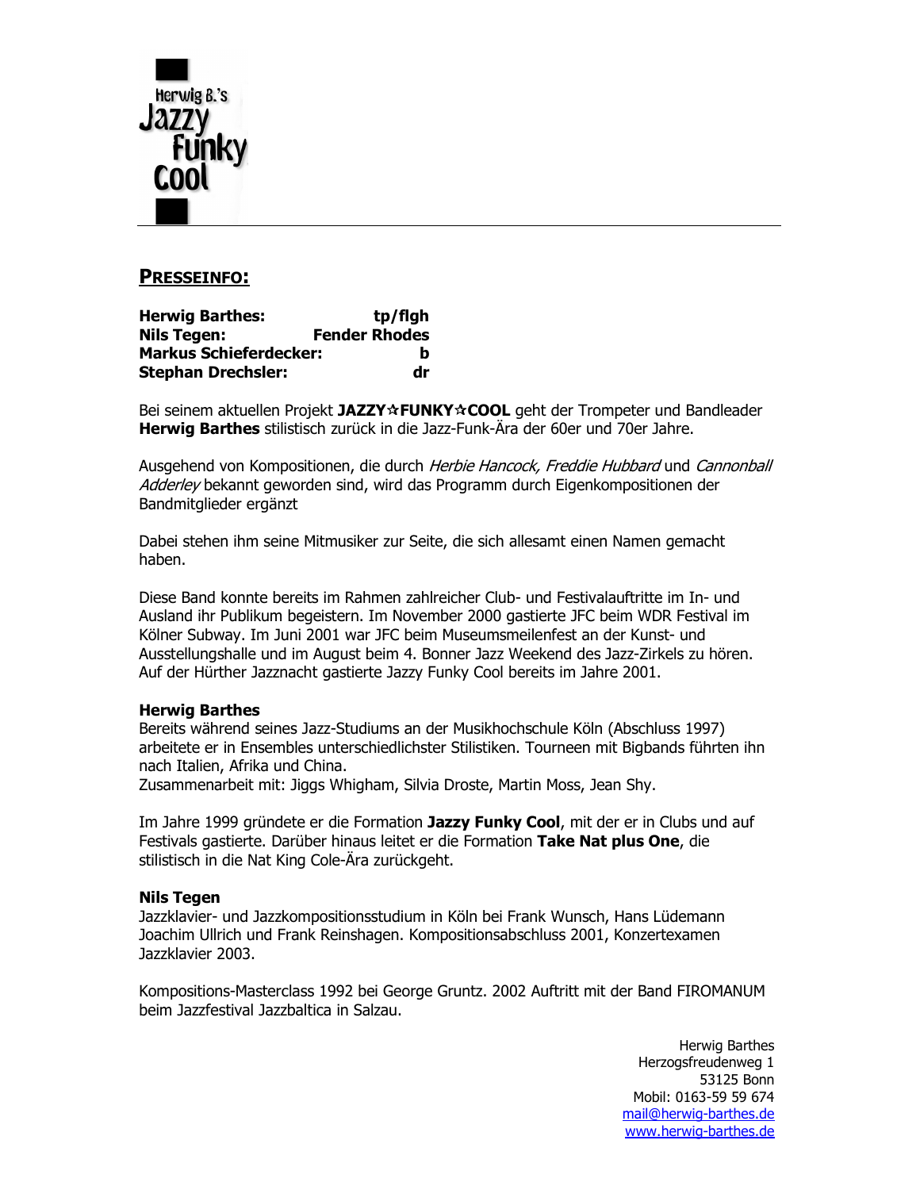Herwig B.'s Jazzy Funky Cool

## PRESSEINFO:

| | |
|---|---|
| **Herwig Barthes:** | **tp/flgh** |
| **Nils Tegen:** | **Fender Rhodes** |
| **Markus Schieferdecker:** | **b** |
| **Stephan Drechsler:** | **dr** |

Bei seinem aktuellen Projekt **JAZZY☆FUNKY☆COOL** geht der Trompeter und Bandleader **Herwig Barthes** stilistisch zurück in die Jazz-Funk-Ära der 60er und 70er Jahre.

Ausgehend von Kompositionen, die durch *Herbie Hancock, Freddie Hubbard* und *Cannonball Adderley* bekannt geworden sind, wird das Programm durch Eigenkompositionen der Bandmitglieder ergänzt

Dabei stehen ihm seine Mitmusiker zur Seite, die sich allesamt einen Namen gemacht haben.

Diese Band konnte bereits im Rahmen zahlreicher Club- und Festivalauftritte im In- und Ausland ihr Publikum begeistern. Im November 2000 gastierte JFC beim WDR Festival im Kölner Subway. Im Juni 2001 war JFC beim Museumsmeilenfest an der Kunst- und Ausstellungshalle und im August beim 4. Bonner Jazz Weekend des Jazz-Zirkels zu hören. Auf der Hürther Jazznacht gastierte Jazzy Funky Cool bereits im Jahre 2001.

**Herwig Barthes**
Bereits während seines Jazz-Studiums an der Musikhochschule Köln (Abschluss 1997) arbeitete er in Ensembles unterschiedlichster Stilistiken. Tourneen mit Bigbands führten ihn nach Italien, Afrika und China.
Zusammenarbeit mit: Jiggs Whigham, Silvia Droste, Martin Moss, Jean Shy.

Im Jahre 1999 gründete er die Formation **Jazzy Funky Cool**, mit der er in Clubs und auf Festivals gastierte. Darüber hinaus leitet er die Formation **Take Nat plus One**, die stilistisch in die Nat King Cole-Ära zurückgeht.

**Nils Tegen**
Jazzklavier- und Jazzkompositionsstudium in Köln bei Frank Wunsch, Hans Lüdemann Joachim Ullrich und Frank Reinshagen. Kompositionsabschluss 2001, Konzertexamen Jazzklavier 2003.

Kompositions-Masterclass 1992 bei George Gruntz. 2002 Auftritt mit der Band FIROMANUM beim Jazzfestival Jazzbaltica in Salzau.

Herwig Barthes
Herzogsfreudenweg 1
53125 Bonn
Mobil: 0163-59 59 674
mail@herwig-barthes.de
www.herwig-barthes.de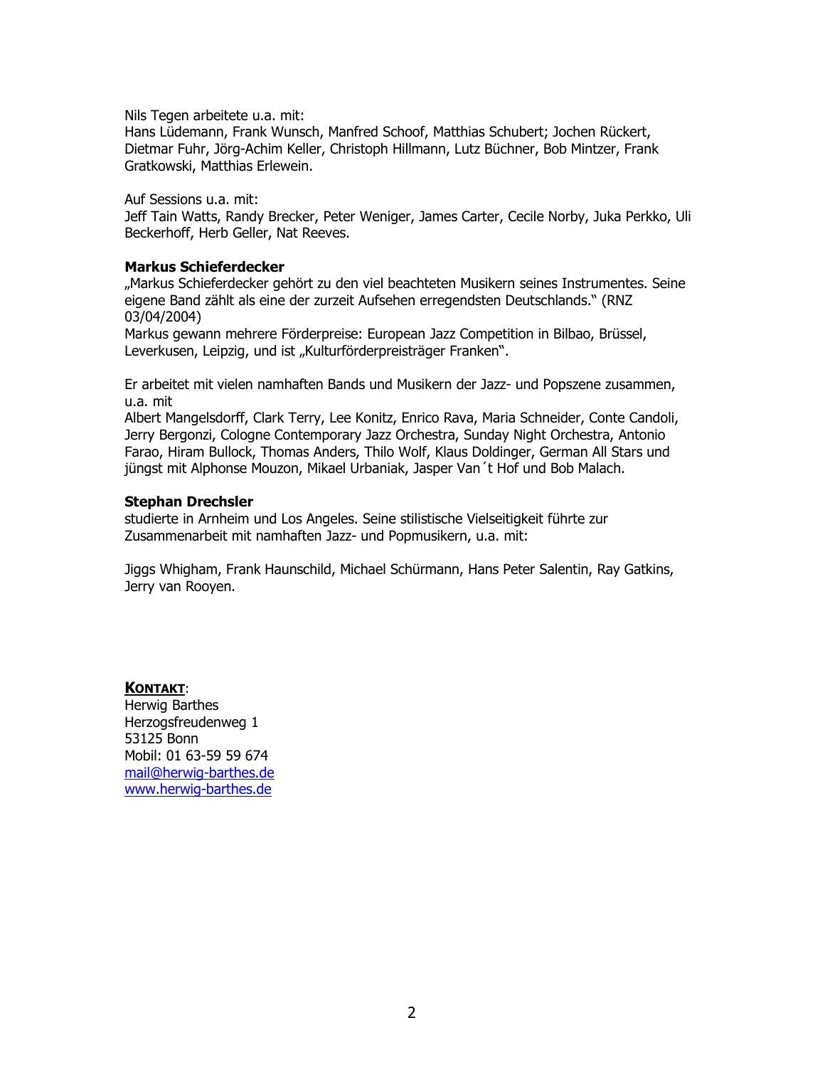Nils Tegen arbeitete u.a. mit:
Hans Lüdemann, Frank Wunsch, Manfred Schoof, Matthias Schubert; Jochen Rückert, Dietmar Fuhr, Jörg-Achim Keller, Christoph Hillmann, Lutz Büchner, Bob Mintzer, Frank Gratkowski, Matthias Erlewein.

Auf Sessions u.a. mit:
Jeff Tain Watts, Randy Brecker, Peter Weniger, James Carter, Cecile Norby, Juka Perkko, Uli Beckerhoff, Herb Geller, Nat Reeves.

**Markus Schieferdecker**
„Markus Schieferdecker gehört zu den viel beachteten Musikern seines Instrumentes. Seine eigene Band zählt als eine der zurzeit Aufsehen erregendsten Deutschlands." (RNZ 03/04/2004)
Markus gewann mehrere Förderpreise: European Jazz Competition in Bilbao, Brüssel, Leverkusen, Leipzig, und ist „Kulturförderpreisträger Franken".

Er arbeitet mit vielen namhaften Bands und Musikern der Jazz- und Popszene zusammen, u.a. mit
Albert Mangelsdorff, Clark Terry, Lee Konitz, Enrico Rava, Maria Schneider, Conte Candoli, Jerry Bergonzi, Cologne Contemporary Jazz Orchestra, Sunday Night Orchestra, Antonio Farao, Hiram Bullock, Thomas Anders, Thilo Wolf, Klaus Doldinger, German All Stars und jüngst mit Alphonse Mouzon, Mikael Urbaniak, Jasper Van´t Hof und Bob Malach.

**Stephan Drechsler**
studierte in Arnheim und Los Angeles. Seine stilistische Vielseitigkeit führte zur Zusammenarbeit mit namhaften Jazz- und Popmusikern, u.a. mit:

Jiggs Whigham, Frank Haunschild, Michael Schürmann, Hans Peter Salentin, Ray Gatkins, Jerry van Rooyen.

**KONTAKT**:
Herwig Barthes
Herzogsfreudenweg 1
53125 Bonn
Mobil: 01 63-59 59 674
mail@herwig-barthes.de
www.herwig-barthes.de